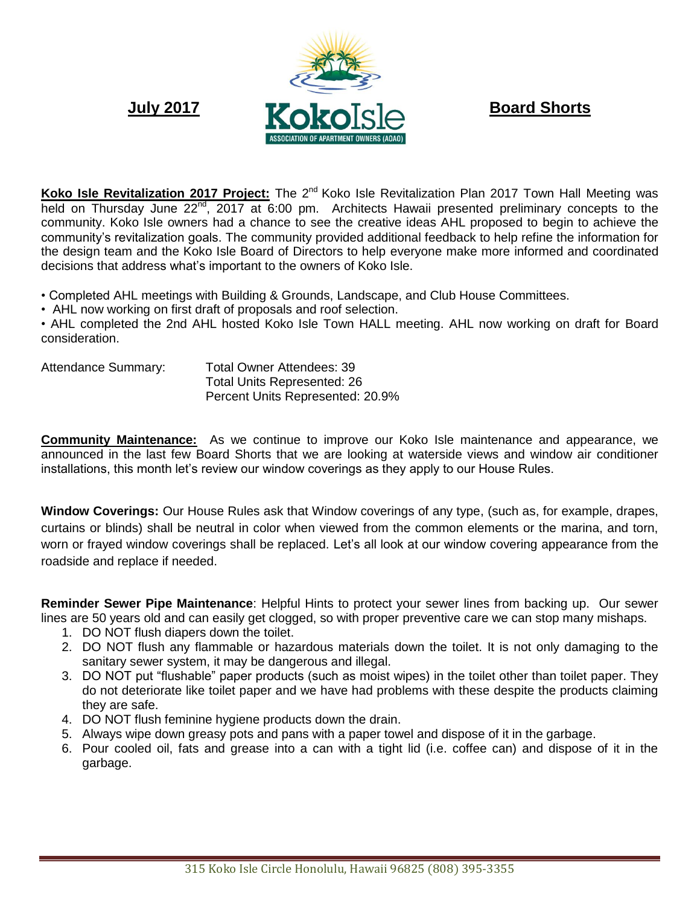**July 2017**

# Koko Isle

ASSOCIATION OF APARTMENT OWNERS (AOAO)

**Board Shorts**

**Koko Isle Revitalization 2017 Project:** The 2nd Koko Isle Revitalization Plan 2017 Town Hall Meeting was held on Thursday June 22nd, 2017 at 6:00 pm. Architects Hawaii presented preliminary concepts to the community. Koko Isle owners had a chance to see the creative ideas AHL proposed to begin to achieve the community's revitalization goals. The community provided additional feedback to help refine the information for the design team and the Koko Isle Board of Directors to help everyone make more informed and coordinated decisions that address what's important to the owners of Koko Isle.

- Completed AHL meetings with Building & Grounds, Landscape, and Club House Committees.
- AHL now working on first draft of proposals and roof selection.
- AHL completed the 2nd AHL hosted Koko Isle Town HALL meeting. AHL now working on draft for Board consideration.

Attendance Summary:
Total Owner Attendees: 39
Total Units Represented: 26
Percent Units Represented: 20.9%

**Community Maintenance:** As we continue to improve our Koko Isle maintenance and appearance, we announced in the last few Board Shorts that we are looking at waterside views and window air conditioner installations, this month let's review our window coverings as they apply to our House Rules.

**Window Coverings:** Our House Rules ask that Window coverings of any type, (such as, for example, drapes, curtains or blinds) shall be neutral in color when viewed from the common elements or the marina, and torn, worn or frayed window coverings shall be replaced. Let's all look at our window covering appearance from the roadside and replace if needed.

**Reminder Sewer Pipe Maintenance**: Helpful Hints to protect your sewer lines from backing up. Our sewer lines are 50 years old and can easily get clogged, so with proper preventive care we can stop many mishaps.

1. DO NOT flush diapers down the toilet.
2. DO NOT flush any flammable or hazardous materials down the toilet. It is not only damaging to the sanitary sewer system, it may be dangerous and illegal.
3. DO NOT put "flushable" paper products (such as moist wipes) in the toilet other than toilet paper. They do not deteriorate like toilet paper and we have had problems with these despite the products claiming they are safe.
4. DO NOT flush feminine hygiene products down the drain.
5. Always wipe down greasy pots and pans with a paper towel and dispose of it in the garbage.
6. Pour cooled oil, fats and grease into a can with a tight lid (i.e. coffee can) and dispose of it in the garbage.

315 Koko Isle Circle Honolulu, Hawaii 96825 (808) 395-3355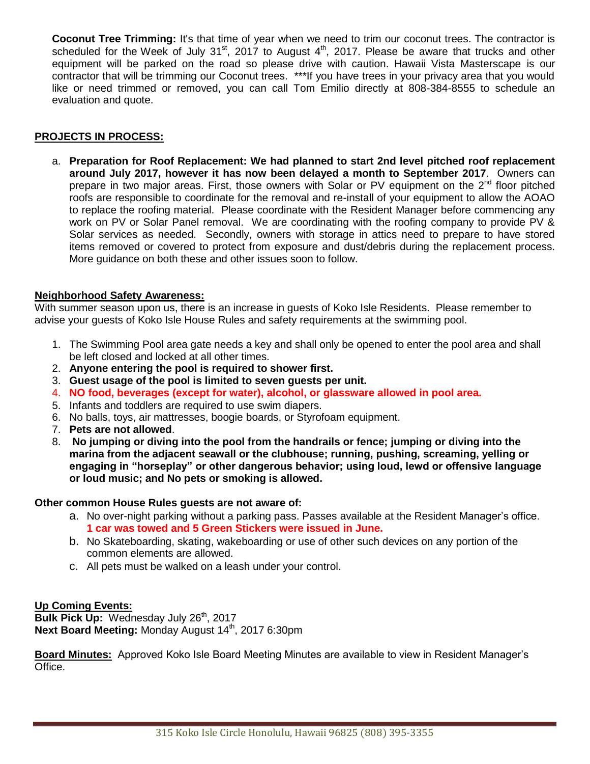**Coconut Tree Trimming:** It's that time of year when we need to trim our coconut trees. The contractor is scheduled for the Week of July 31st, 2017 to August 4th, 2017. Please be aware that trucks and other equipment will be parked on the road so please drive with caution. Hawaii Vista Masterscape is our contractor that will be trimming our Coconut trees. ***If you have trees in your privacy area that you would like or need trimmed or removed, you can call Tom Emilio directly at 808-384-8555 to schedule an evaluation and quote.

**PROJECTS IN PROCESS:**

a. **Preparation for Roof Replacement: We had planned to start 2nd level pitched roof replacement around July 2017, however it has now been delayed a month to September 2017**. Owners can prepare in two major areas. First, those owners with Solar or PV equipment on the 2nd floor pitched roofs are responsible to coordinate for the removal and re-install of your equipment to allow the AOAO to replace the roofing material. Please coordinate with the Resident Manager before commencing any work on PV or Solar Panel removal. We are coordinating with the roofing company to provide PV & Solar services as needed. Secondly, owners with storage in attics need to prepare to have stored items removed or covered to protect from exposure and dust/debris during the replacement process. More guidance on both these and other issues soon to follow.

**Neighborhood Safety Awareness:**

With summer season upon us, there is an increase in guests of Koko Isle Residents. Please remember to advise your guests of Koko Isle House Rules and safety requirements at the swimming pool.

1. The Swimming Pool area gate needs a key and shall only be opened to enter the pool area and shall be left closed and locked at all other times.
2. **Anyone entering the pool is required to shower first.**
3. **Guest usage of the pool is limited to seven guests per unit.**
4. **NO food, beverages (except for water), alcohol, or glassware allowed in pool area.**
5. Infants and toddlers are required to use swim diapers.
6. No balls, toys, air mattresses, boogie boards, or Styrofoam equipment.
7. **Pets are not allowed**.
8. **No jumping or diving into the pool from the handrails or fence; jumping or diving into the marina from the adjacent seawall or the clubhouse; running, pushing, screaming, yelling or engaging in "horseplay" or other dangerous behavior; using loud, lewd or offensive language or loud music; and No pets or smoking is allowed.**

**Other common House Rules guests are not aware of:**

a. No over-night parking without a parking pass. Passes available at the Resident Manager's office. **1 car was towed and 5 Green Stickers were issued in June.**
b. No Skateboarding, skating, wakeboarding or use of other such devices on any portion of the common elements are allowed.
c. All pets must be walked on a leash under your control.

**Up Coming Events:**

**Bulk Pick Up:** Wednesday July 26th, 2017
**Next Board Meeting:** Monday August 14th, 2017 6:30pm

**Board Minutes:** Approved Koko Isle Board Meeting Minutes are available to view in Resident Manager's Office.

315 Koko Isle Circle Honolulu, Hawaii 96825 (808) 395-3355